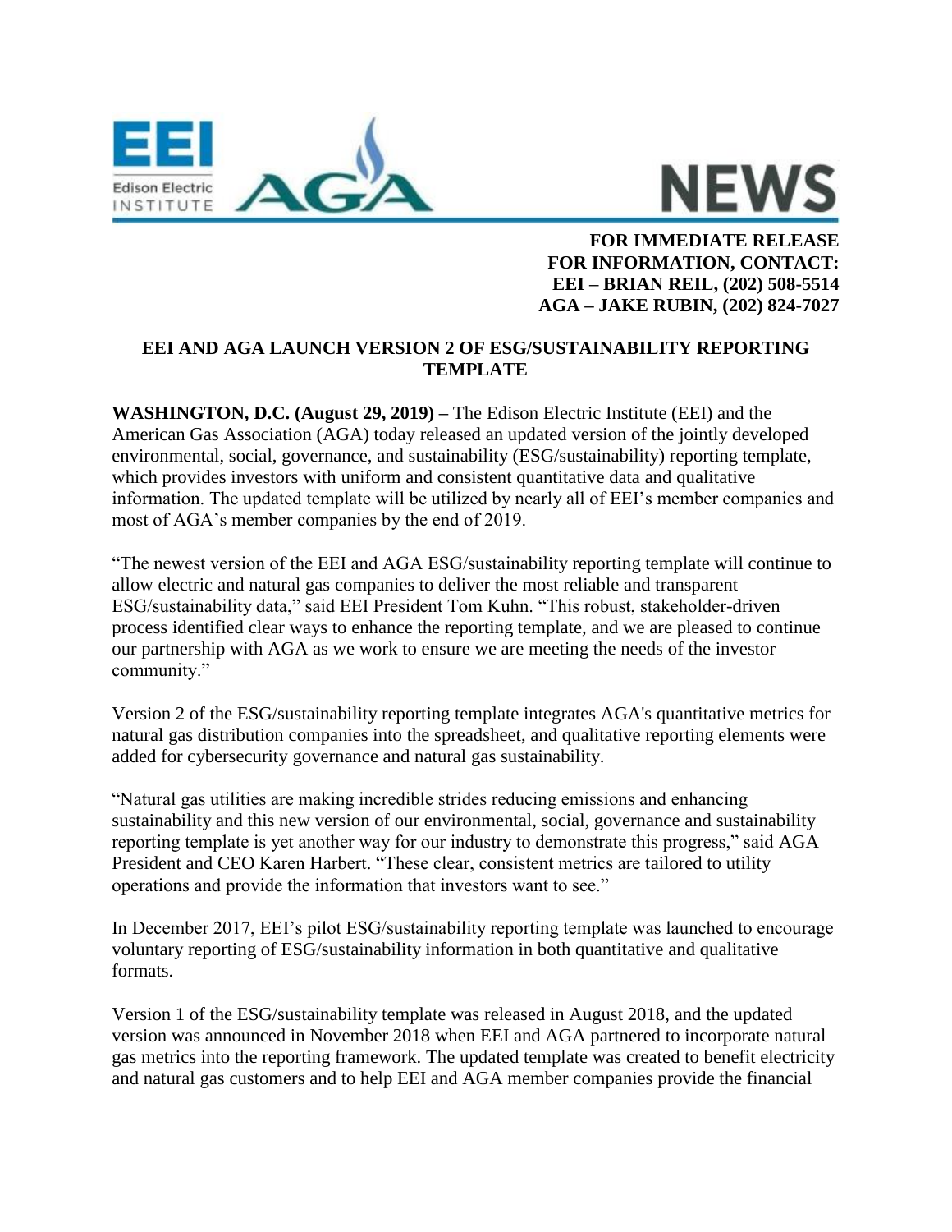**FOR IMMEDIATE RELEASE**
**FOR INFORMATION, CONTACT:**
**EEI – BRIAN REIL, (202) 508-5514**
**AGA – JAKE RUBIN, (202) 824-7027**

# EEI AND AGA LAUNCH VERSION 2 OF ESG/SUSTAINABILITY REPORTING TEMPLATE

**WASHINGTON, D.C. (August 29, 2019) –** The Edison Electric Institute (EEI) and the American Gas Association (AGA) today released an updated version of the jointly developed environmental, social, governance, and sustainability (ESG/sustainability) reporting template, which provides investors with uniform and consistent quantitative data and qualitative information. The updated template will be utilized by nearly all of EEI's member companies and most of AGA's member companies by the end of 2019.

"The newest version of the EEI and AGA ESG/sustainability reporting template will continue to allow electric and natural gas companies to deliver the most reliable and transparent ESG/sustainability data," said EEI President Tom Kuhn. "This robust, stakeholder-driven process identified clear ways to enhance the reporting template, and we are pleased to continue our partnership with AGA as we work to ensure we are meeting the needs of the investor community."

Version 2 of the ESG/sustainability reporting template integrates AGA's quantitative metrics for natural gas distribution companies into the spreadsheet, and qualitative reporting elements were added for cybersecurity governance and natural gas sustainability.

"Natural gas utilities are making incredible strides reducing emissions and enhancing sustainability and this new version of our environmental, social, governance and sustainability reporting template is yet another way for our industry to demonstrate this progress," said AGA President and CEO Karen Harbert. "These clear, consistent metrics are tailored to utility operations and provide the information that investors want to see."

In December 2017, EEI's pilot ESG/sustainability reporting template was launched to encourage voluntary reporting of ESG/sustainability information in both quantitative and qualitative formats.

Version 1 of the ESG/sustainability template was released in August 2018, and the updated version was announced in November 2018 when EEI and AGA partnered to incorporate natural gas metrics into the reporting framework. The updated template was created to benefit electricity and natural gas customers and to help EEI and AGA member companies provide the financial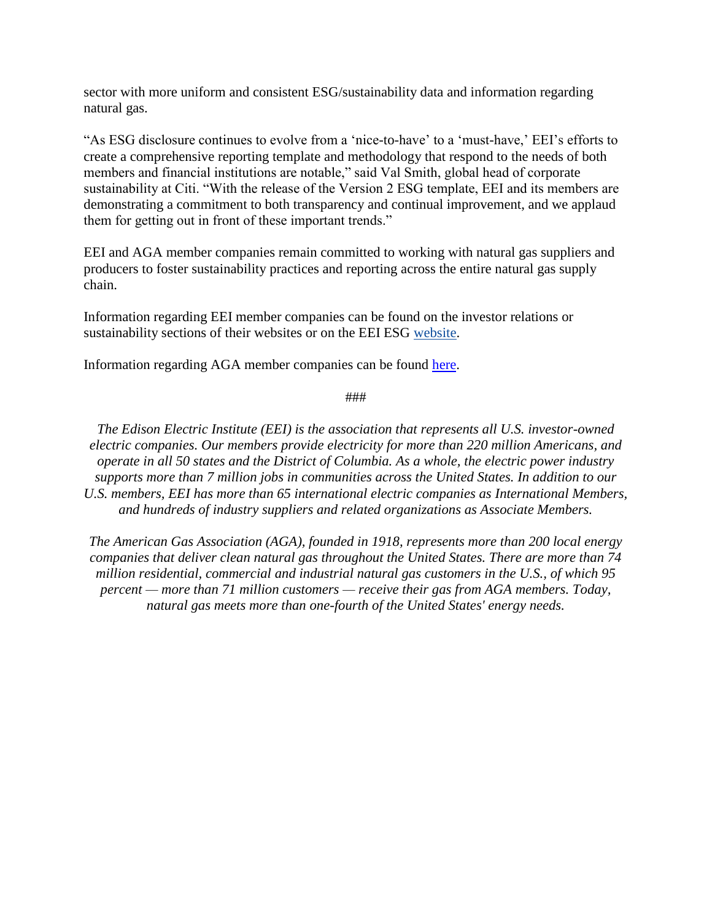sector with more uniform and consistent ESG/sustainability data and information regarding natural gas.

"As ESG disclosure continues to evolve from a 'nice-to-have' to a 'must-have,' EEI's efforts to create a comprehensive reporting template and methodology that respond to the needs of both members and financial institutions are notable," said Val Smith, global head of corporate sustainability at Citi. "With the release of the Version 2 ESG template, EEI and its members are demonstrating a commitment to both transparency and continual improvement, and we applaud them for getting out in front of these important trends."

EEI and AGA member companies remain committed to working with natural gas suppliers and producers to foster sustainability practices and reporting across the entire natural gas supply chain.

Information regarding EEI member companies can be found on the investor relations or sustainability sections of their websites or on the EEI ESG website.

Information regarding AGA member companies can be found here.

###

*The Edison Electric Institute (EEI) is the association that represents all U.S. investor-owned electric companies. Our members provide electricity for more than 220 million Americans, and operate in all 50 states and the District of Columbia. As a whole, the electric power industry supports more than 7 million jobs in communities across the United States. In addition to our U.S. members, EEI has more than 65 international electric companies as International Members, and hundreds of industry suppliers and related organizations as Associate Members.*

*The American Gas Association (AGA), founded in 1918, represents more than 200 local energy companies that deliver clean natural gas throughout the United States. There are more than 74 million residential, commercial and industrial natural gas customers in the U.S., of which 95 percent — more than 71 million customers — receive their gas from AGA members. Today, natural gas meets more than one-fourth of the United States' energy needs.*